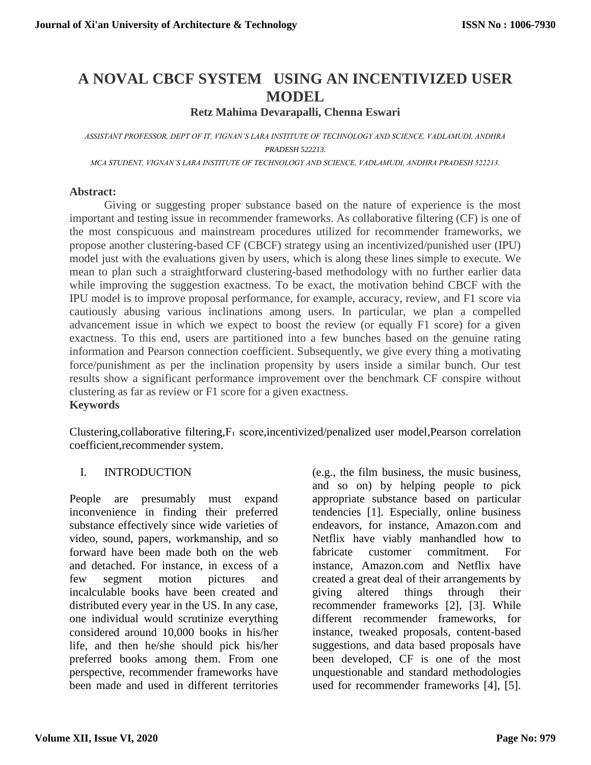# A NOVAL CBCF SYSTEM USING AN INCENTIVIZED USER MODEL

**Retz Mahima Devarapalli, Chenna Eswari**

*ASSISTANT PROFESSOR, DEPT OF IT, VIGNAN'S LARA INSTITUTE OF TECHNOLOGY AND SCIENCE, VADLAMUDI, ANDHRA PRADESH 522213.*

*MCA STUDENT, VIGNAN'S LARA INSTITUTE OF TECHNOLOGY AND SCIENCE, VADLAMUDI, ANDHRA PRADESH 522213.*

**Abstract:**

Giving or suggesting proper substance based on the nature of experience is the most important and testing issue in recommender frameworks. As collaborative filtering (CF) is one of the most conspicuous and mainstream procedures utilized for recommender frameworks, we propose another clustering-based CF (CBCF) strategy using an incentivized/punished user (IPU) model just with the evaluations given by users, which is along these lines simple to execute. We mean to plan such a straightforward clustering-based methodology with no further earlier data while improving the suggestion exactness. To be exact, the motivation behind CBCF with the IPU model is to improve proposal performance, for example, accuracy, review, and F1 score via cautiously abusing various inclinations among users. In particular, we plan a compelled advancement issue in which we expect to boost the review (or equally F1 score) for a given exactness. To this end, users are partitioned into a few bunches based on the genuine rating information and Pearson connection coefficient. Subsequently, we give every thing a motivating force/punishment as per the inclination propensity by users inside a similar bunch. Our test results show a significant performance improvement over the benchmark CF conspire without clustering as far as review or F1 score for a given exactness.

**Keywords**

Clustering,collaborative filtering,$F_1$ score,incentivized/penalized user model,Pearson correlation coefficient,recommender system.

## I. INTRODUCTION

People are presumably must expand inconvenience in finding their preferred substance effectively since wide varieties of video, sound, papers, workmanship, and so forward have been made both on the web and detached. For instance, in excess of a few segment motion pictures and incalculable books have been created and distributed every year in the US. In any case, one individual would scrutinize everything considered around 10,000 books in his/her life, and then he/she should pick his/her preferred books among them. From one perspective, recommender frameworks have been made and used in different territories (e.g., the film business, the music business, and so on) by helping people to pick appropriate substance based on particular tendencies [1]. Especially, online business endeavors, for instance, Amazon.com and Netflix have viably manhandled how to fabricate customer commitment. For instance, Amazon.com and Netflix have created a great deal of their arrangements by giving altered things through their recommender frameworks [2], [3]. While different recommender frameworks, for instance, tweaked proposals, content-based suggestions, and data based proposals have been developed, CF is one of the most unquestionable and standard methodologies used for recommender frameworks [4], [5].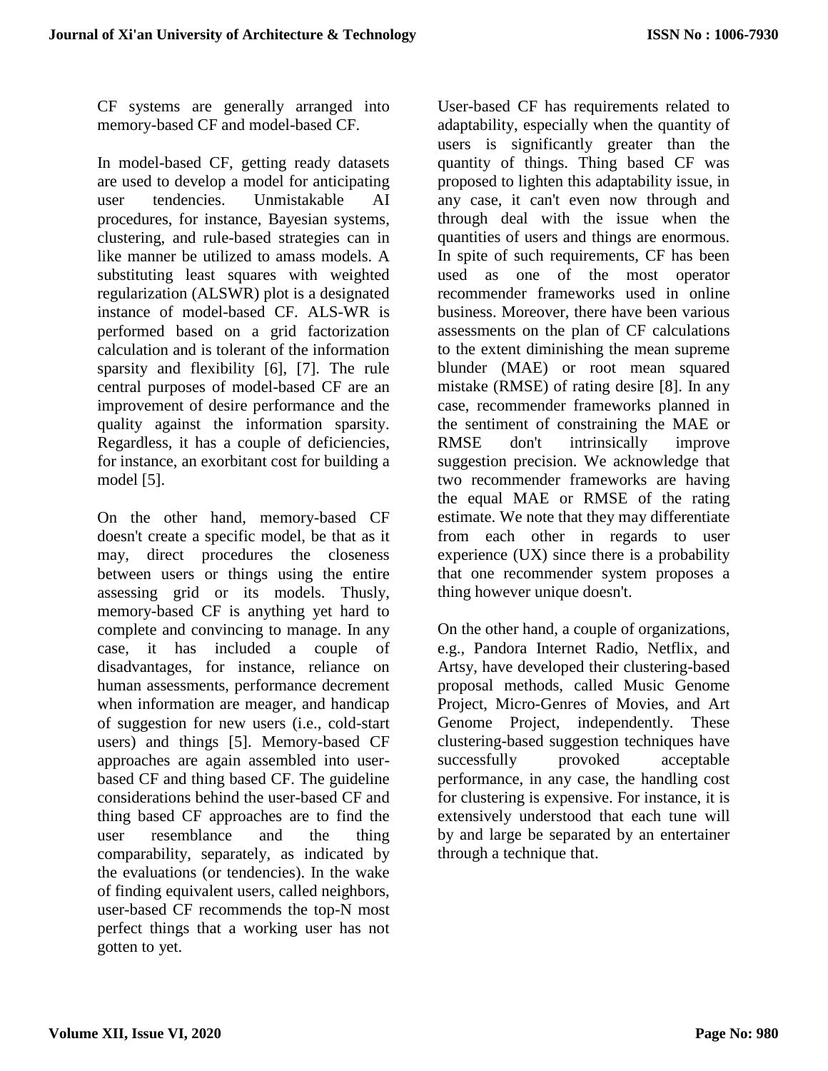CF systems are generally arranged into memory-based CF and model-based CF.

In model-based CF, getting ready datasets are used to develop a model for anticipating user tendencies. Unmistakable AI procedures, for instance, Bayesian systems, clustering, and rule-based strategies can in like manner be utilized to amass models. A substituting least squares with weighted regularization (ALSWR) plot is a designated instance of model-based CF. ALS-WR is performed based on a grid factorization calculation and is tolerant of the information sparsity and flexibility [6], [7]. The rule central purposes of model-based CF are an improvement of desire performance and the quality against the information sparsity. Regardless, it has a couple of deficiencies, for instance, an exorbitant cost for building a model [5].

On the other hand, memory-based CF doesn't create a specific model, be that as it may, direct procedures the closeness between users or things using the entire assessing grid or its models. Thusly, memory-based CF is anything yet hard to complete and convincing to manage. In any case, it has included a couple of disadvantages, for instance, reliance on human assessments, performance decrement when information are meager, and handicap of suggestion for new users (i.e., cold-start users) and things [5]. Memory-based CF approaches are again assembled into user-based CF and thing based CF. The guideline considerations behind the user-based CF and thing based CF approaches are to find the user resemblance and the thing comparability, separately, as indicated by the evaluations (or tendencies). In the wake of finding equivalent users, called neighbors, user-based CF recommends the top-N most perfect things that a working user has not gotten to yet.

User-based CF has requirements related to adaptability, especially when the quantity of users is significantly greater than the quantity of things. Thing based CF was proposed to lighten this adaptability issue, in any case, it can't even now through and through deal with the issue when the quantities of users and things are enormous. In spite of such requirements, CF has been used as one of the most operator recommender frameworks used in online business. Moreover, there have been various assessments on the plan of CF calculations to the extent diminishing the mean supreme blunder (MAE) or root mean squared mistake (RMSE) of rating desire [8]. In any case, recommender frameworks planned in the sentiment of constraining the MAE or RMSE don't intrinsically improve suggestion precision. We acknowledge that two recommender frameworks are having the equal MAE or RMSE of the rating estimate. We note that they may differentiate from each other in regards to user experience (UX) since there is a probability that one recommender system proposes a thing however unique doesn't.

On the other hand, a couple of organizations, e.g., Pandora Internet Radio, Netflix, and Artsy, have developed their clustering-based proposal methods, called Music Genome Project, Micro-Genres of Movies, and Art Genome Project, independently. These clustering-based suggestion techniques have successfully provoked acceptable performance, in any case, the handling cost for clustering is expensive. For instance, it is extensively understood that each tune will by and large be separated by an entertainer through a technique that.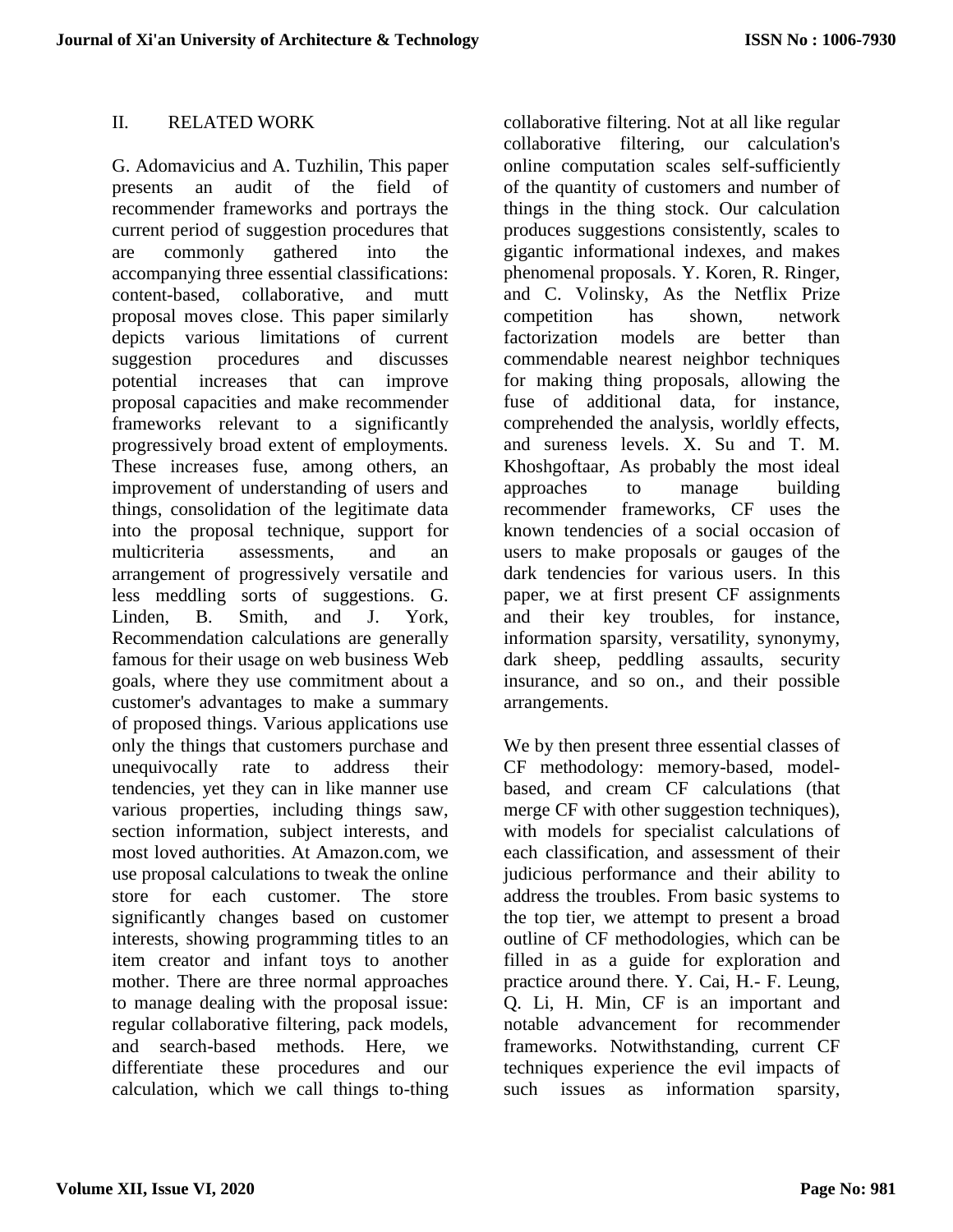## II. RELATED WORK

G. Adomavicius and A. Tuzhilin, This paper presents an audit of the field of recommender frameworks and portrays the current period of suggestion procedures that are commonly gathered into the accompanying three essential classifications: content-based, collaborative, and mutt proposal moves close. This paper similarly depicts various limitations of current suggestion procedures and discusses potential increases that can improve proposal capacities and make recommender frameworks relevant to a significantly progressively broad extent of employments. These increases fuse, among others, an improvement of understanding of users and things, consolidation of the legitimate data into the proposal technique, support for multicriteria assessments, and an arrangement of progressively versatile and less meddling sorts of suggestions. G. Linden, B. Smith, and J. York, Recommendation calculations are generally famous for their usage on web business Web goals, where they use commitment about a customer's advantages to make a summary of proposed things. Various applications use only the things that customers purchase and unequivocally rate to address their tendencies, yet they can in like manner use various properties, including things saw, section information, subject interests, and most loved authorities. At Amazon.com, we use proposal calculations to tweak the online store for each customer. The store significantly changes based on customer interests, showing programming titles to an item creator and infant toys to another mother. There are three normal approaches to manage dealing with the proposal issue: regular collaborative filtering, pack models, and search-based methods. Here, we differentiate these procedures and our calculation, which we call things to-thing collaborative filtering. Not at all like regular collaborative filtering, our calculation's online computation scales self-sufficiently of the quantity of customers and number of things in the thing stock. Our calculation produces suggestions consistently, scales to gigantic informational indexes, and makes phenomenal proposals. Y. Koren, R. Ringer, and C. Volinsky, As the Netflix Prize competition has shown, network factorization models are better than commendable nearest neighbor techniques for making thing proposals, allowing the fuse of additional data, for instance, comprehended the analysis, worldly effects, and sureness levels. X. Su and T. M. Khoshgoftaar, As probably the most ideal approaches to manage building recommender frameworks, CF uses the known tendencies of a social occasion of users to make proposals or gauges of the dark tendencies for various users. In this paper, we at first present CF assignments and their key troubles, for instance, information sparsity, versatility, synonymy, dark sheep, peddling assaults, security insurance, and so on., and their possible arrangements.

We by then present three essential classes of CF methodology: memory-based, model-based, and cream CF calculations (that merge CF with other suggestion techniques), with models for specialist calculations of each classification, and assessment of their judicious performance and their ability to address the troubles. From basic systems to the top tier, we attempt to present a broad outline of CF methodologies, which can be filled in as a guide for exploration and practice around there. Y. Cai, H.- F. Leung, Q. Li, H. Min, CF is an important and notable advancement for recommender frameworks. Notwithstanding, current CF techniques experience the evil impacts of such issues as information sparsity,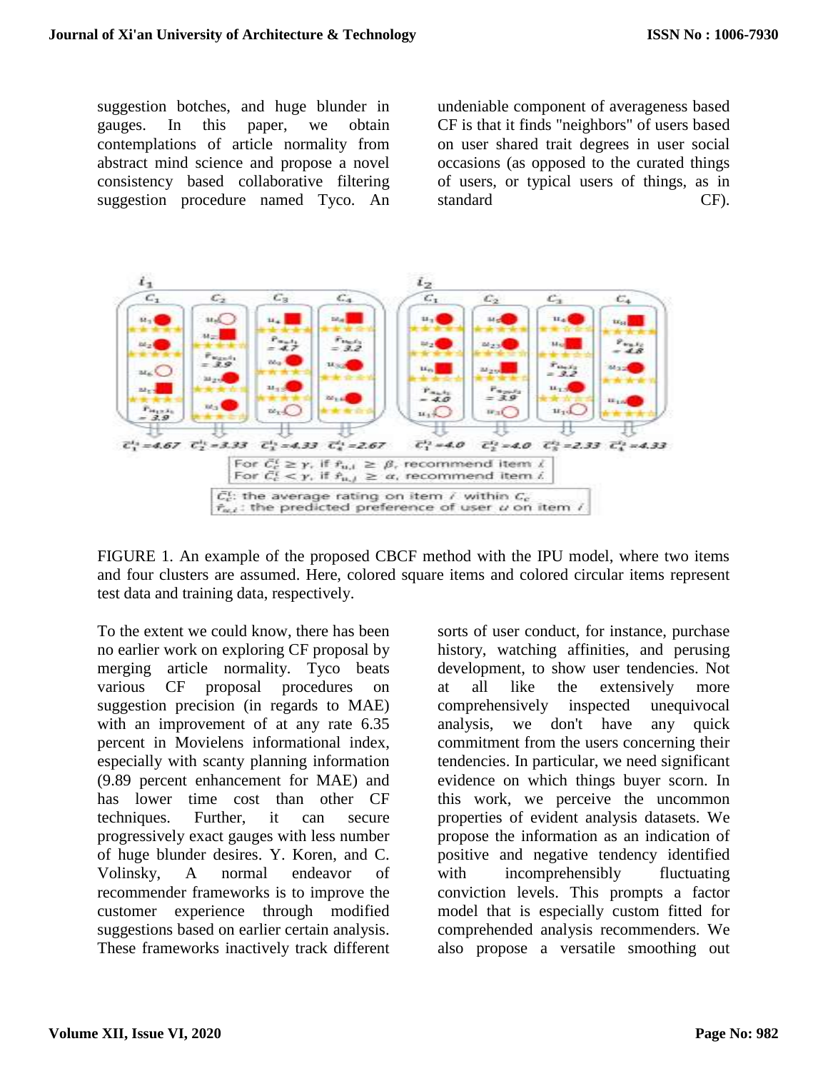suggestion botches, and huge blunder in gauges. In this paper, we obtain contemplations of article normality from abstract mind science and propose a novel consistency based collaborative filtering suggestion procedure named Tyco. An undeniable component of averageness based CF is that it finds "neighbors" of users based on user shared trait degrees in user social occasions (as opposed to the curated things of users, or typical users of things, as in standard CF).

FIGURE 1. An example of the proposed CBCF method with the IPU model, where two items and four clusters are assumed. Here, colored square items and colored circular items represent test data and training data, respectively.

To the extent we could know, there has been no earlier work on exploring CF proposal by merging article normality. Tyco beats various CF proposal procedures on suggestion precision (in regards to MAE) with an improvement of at any rate 6.35 percent in Movielens informational index, especially with scanty planning information (9.89 percent enhancement for MAE) and has lower time cost than other CF techniques. Further, it can secure progressively exact gauges with less number of huge blunder desires. Y. Koren, and C. Volinsky, A normal endeavor of recommender frameworks is to improve the customer experience through modified suggestions based on earlier certain analysis. These frameworks inactively track different sorts of user conduct, for instance, purchase history, watching affinities, and perusing development, to show user tendencies. Not at all like the extensively more comprehensively inspected unequivocal analysis, we don't have any quick commitment from the users concerning their tendencies. In particular, we need significant evidence on which things buyer scorn. In this work, we perceive the uncommon properties of evident analysis datasets. We propose the information as an indication of positive and negative tendency identified with incomprehensibly fluctuating conviction levels. This prompts a factor model that is especially custom fitted for comprehended analysis recommenders. We also propose a versatile smoothing out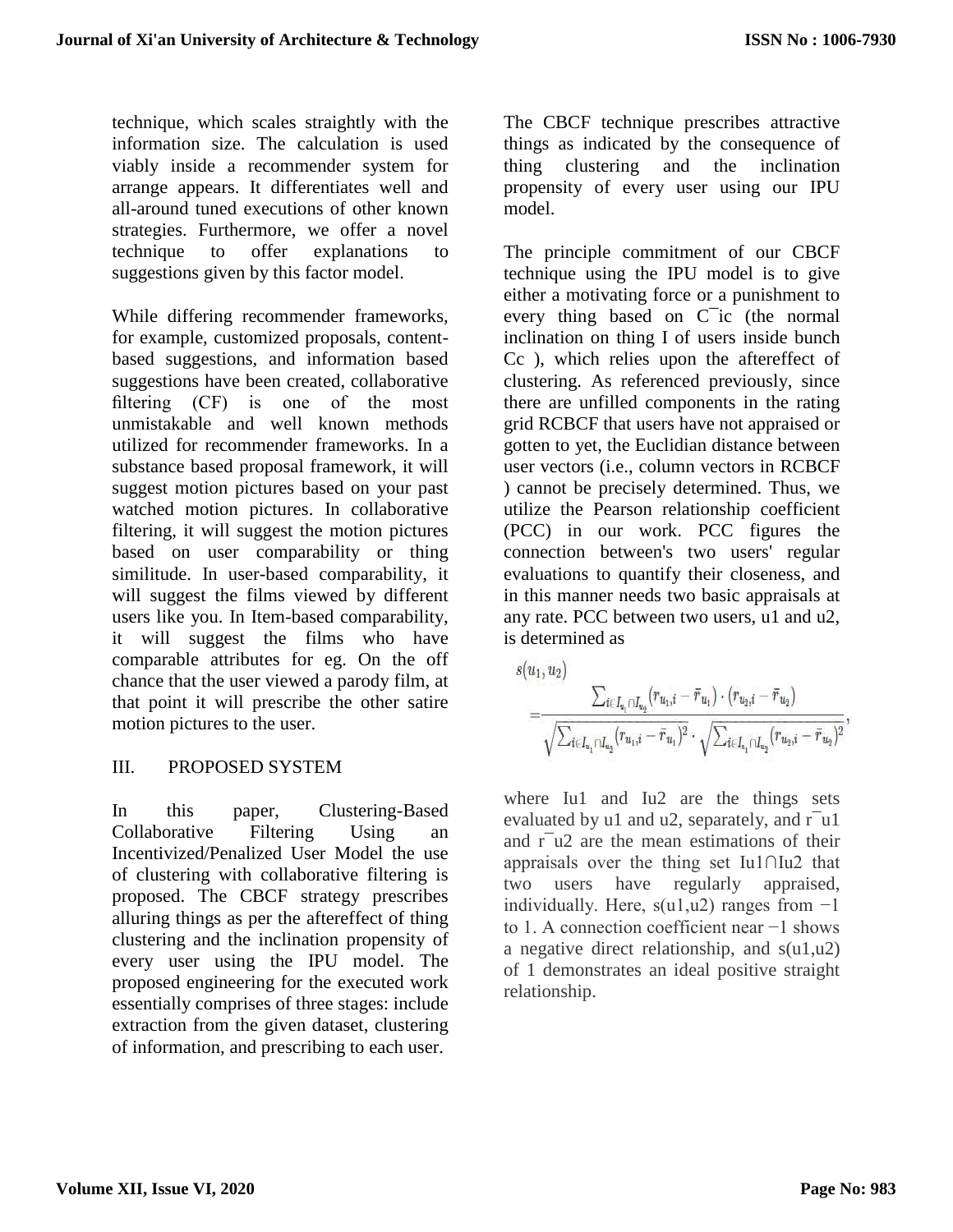technique, which scales straightly with the information size. The calculation is used viably inside a recommender system for arrange appears. It differentiates well and all-around tuned executions of other known strategies. Furthermore, we offer a novel technique to offer explanations to suggestions given by this factor model.

While differing recommender frameworks, for example, customized proposals, content-based suggestions, and information based suggestions have been created, collaborative filtering (CF) is one of the most unmistakable and well known methods utilized for recommender frameworks. In a substance based proposal framework, it will suggest motion pictures based on your past watched motion pictures. In collaborative filtering, it will suggest the motion pictures based on user comparability or thing similitude. In user-based comparability, it will suggest the films viewed by different users like you. In Item-based comparability, it will suggest the films who have comparable attributes for eg. On the off chance that the user viewed a parody film, at that point it will prescribe the other satire motion pictures to the user.

## III. PROPOSED SYSTEM

In this paper, Clustering-Based Collaborative Filtering Using an Incentivized/Penalized User Model the use of clustering with collaborative filtering is proposed. The CBCF strategy prescribes alluring things as per the aftereffect of thing clustering and the inclination propensity of every user using the IPU model. The proposed engineering for the executed work essentially comprises of three stages: include extraction from the given dataset, clustering of information, and prescribing to each user.

The CBCF technique prescribes attractive things as indicated by the consequence of thing clustering and the inclination propensity of every user using our IPU model.

The principle commitment of our CBCF technique using the IPU model is to give either a motivating force or a punishment to every thing based on $\bar{C}_{ic}$ (the normal inclination on thing I of users inside bunch Cc ), which relies upon the aftereffect of clustering. As referenced previously, since there are unfilled components in the rating grid RCBCF that users have not appraised or gotten to yet, the Euclidian distance between user vectors (i.e., column vectors in RCBCF ) cannot be precisely determined. Thus, we utilize the Pearson relationship coefficient (PCC) in our work. PCC figures the connection between's two users' regular evaluations to quantify their closeness, and in this manner needs two basic appraisals at any rate. PCC between two users, u1 and u2, is determined as

$$s(u_1, u_2) = \frac{\sum_{i \in I_{u_1} \cap I_{u_2}} (r_{u_1,i} - \bar{r}_{u_1}) \cdot (r_{u_2,i} - \bar{r}_{u_2})}{\sqrt{\sum_{i \in I_{u_1} \cap I_{u_2}} (r_{u_1,i} - \bar{r}_{u_1})^2} \cdot \sqrt{\sum_{i \in I_{u_1} \cap I_{u_2}} (r_{u_2,i} - \bar{r}_{u_2})^2}},$$

where Iu1 and Iu2 are the things sets evaluated by u1 and u2, separately, and $\bar{r}_{u1}$ and $\bar{r}_{u2}$ are the mean estimations of their appraisals over the thing set $I_{u1} \cap I_{u2}$ that two users have regularly appraised, individually. Here, s(u1,u2) ranges from −1 to 1. A connection coefficient near −1 shows a negative direct relationship, and s(u1,u2) of 1 demonstrates an ideal positive straight relationship.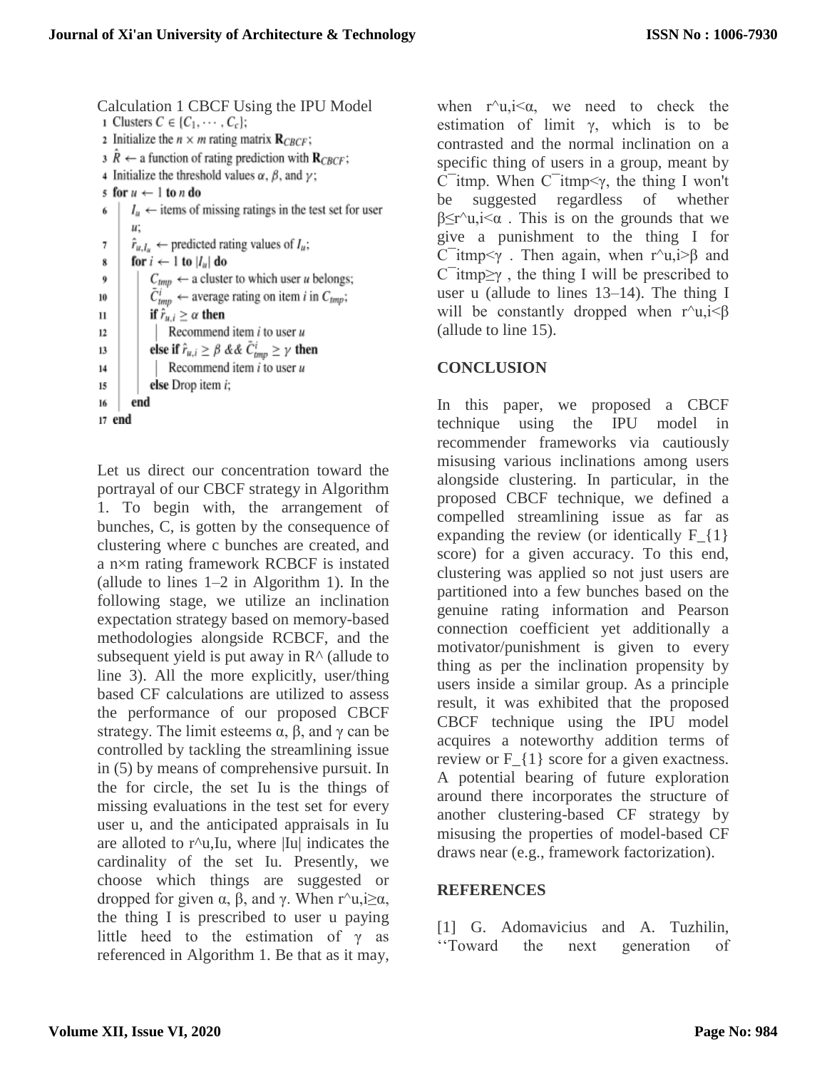Calculation 1 CBCF Using the IPU Model

```
1  Clusters C ∈ {C_1, ···, C_c};
2  Initialize the n × m rating matrix R_CBCF;
3  R̂ ← a function of rating prediction with R_CBCF;
4  Initialize the threshold values α, β, and γ;
5  for u ← 1 to n do
6  |   I_u ← items of missing ratings in the test set for user
   |   u;
7  |   r̂_{u,I_u} ← predicted rating values of I_u;
8  |   for i ← 1 to |I_u| do
9  |   |   C_tmp ← a cluster to which user u belongs;
10 |   |   C̄^i_tmp ← average rating on item i in C_tmp;
11 |   |   if r̂_{u,i} ≥ α then
12 |   |   |   Recommend item i to user u
13 |   |   else if r̂_{u,i} ≥ β && C̄^i_tmp ≥ γ then
14 |   |   |   Recommend item i to user u
15 |   |   else Drop item i;
16 |   end
17 end
```

Let us direct our concentration toward the portrayal of our CBCF strategy in Algorithm 1. To begin with, the arrangement of bunches, C, is gotten by the consequence of clustering where c bunches are created, and a n×m rating framework RCBCF is instated (allude to lines 1–2 in Algorithm 1). In the following stage, we utilize an inclination expectation strategy based on memory-based methodologies alongside RCBCF, and the subsequent yield is put away in R^ (allude to line 3). All the more explicitly, user/thing based CF calculations are utilized to assess the performance of our proposed CBCF strategy. The limit esteems α, β, and γ can be controlled by tackling the streamlining issue in (5) by means of comprehensive pursuit. In the for circle, the set Iu is the things of missing evaluations in the test set for every user u, and the anticipated appraisals in Iu are alloted to r^u,Iu, where |Iu| indicates the cardinality of the set Iu. Presently, we choose which things are suggested or dropped for given α, β, and γ. When r^u,i≥α, the thing I is prescribed to user u paying little heed to the estimation of γ as referenced in Algorithm 1. Be that as it may, when r^u,i<α, we need to check the estimation of limit γ, which is to be contrasted and the normal inclination on a specific thing of users in a group, meant by C¯itmp. When C¯itmp<γ, the thing I won't be suggested regardless of whether β≤r^u,i<α . This is on the grounds that we give a punishment to the thing I for C¯itmp<γ . Then again, when r^u,i>β and C¯itmp≥γ , the thing I will be prescribed to user u (allude to lines 13–14). The thing I will be constantly dropped when r^u,i<β (allude to line 15).

## CONCLUSION

In this paper, we proposed a CBCF technique using the IPU model in recommender frameworks via cautiously misusing various inclinations among users alongside clustering. In particular, in the proposed CBCF technique, we defined a compelled streamlining issue as far as expanding the review (or identically F_{1} score) for a given accuracy. To this end, clustering was applied so not just users are partitioned into a few bunches based on the genuine rating information and Pearson connection coefficient yet additionally a motivator/punishment is given to every thing as per the inclination propensity by users inside a similar group. As a principle result, it was exhibited that the proposed CBCF technique using the IPU model acquires a noteworthy addition terms of review or F_{1} score for a given exactness. A potential bearing of future exploration around there incorporates the structure of another clustering-based CF strategy by misusing the properties of model-based CF draws near (e.g., framework factorization).

## REFERENCES

[1] G. Adomavicius and A. Tuzhilin, ''Toward the next generation of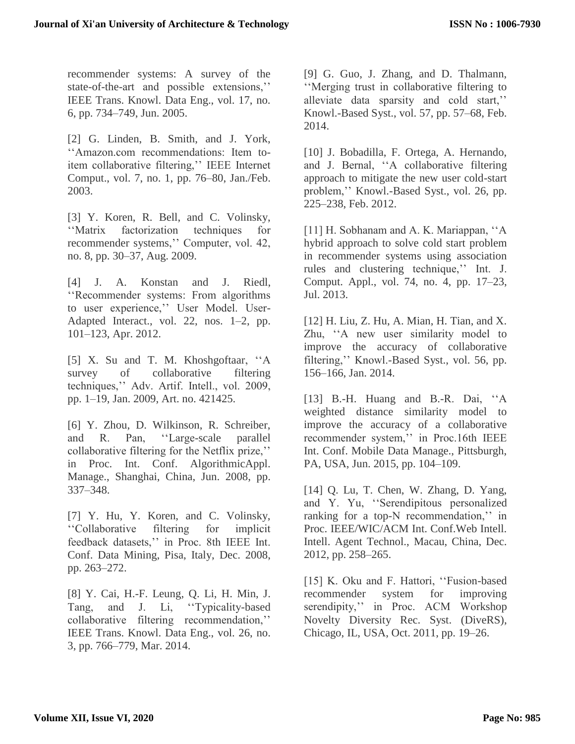recommender systems: A survey of the state-of-the-art and possible extensions,'' IEEE Trans. Knowl. Data Eng., vol. 17, no. 6, pp. 734–749, Jun. 2005.

[2] G. Linden, B. Smith, and J. York, ''Amazon.com recommendations: Item to-item collaborative filtering,'' IEEE Internet Comput., vol. 7, no. 1, pp. 76–80, Jan./Feb. 2003.

[3] Y. Koren, R. Bell, and C. Volinsky, ''Matrix factorization techniques for recommender systems,'' Computer, vol. 42, no. 8, pp. 30–37, Aug. 2009.

[4] J. A. Konstan and J. Riedl, ''Recommender systems: From algorithms to user experience,'' User Model. User-Adapted Interact., vol. 22, nos. 1–2, pp. 101–123, Apr. 2012.

[5] X. Su and T. M. Khoshgoftaar, ''A survey of collaborative filtering techniques,'' Adv. Artif. Intell., vol. 2009, pp. 1–19, Jan. 2009, Art. no. 421425.

[6] Y. Zhou, D. Wilkinson, R. Schreiber, and R. Pan, ''Large-scale parallel collaborative filtering for the Netflix prize,'' in Proc. Int. Conf. AlgorithmicAppl. Manage., Shanghai, China, Jun. 2008, pp. 337–348.

[7] Y. Hu, Y. Koren, and C. Volinsky, ''Collaborative filtering for implicit feedback datasets,'' in Proc. 8th IEEE Int. Conf. Data Mining, Pisa, Italy, Dec. 2008, pp. 263–272.

[8] Y. Cai, H.-F. Leung, Q. Li, H. Min, J. Tang, and J. Li, ''Typicality-based collaborative filtering recommendation,'' IEEE Trans. Knowl. Data Eng., vol. 26, no. 3, pp. 766–779, Mar. 2014.

[9] G. Guo, J. Zhang, and D. Thalmann, ''Merging trust in collaborative filtering to alleviate data sparsity and cold start,'' Knowl.-Based Syst., vol. 57, pp. 57–68, Feb. 2014.

[10] J. Bobadilla, F. Ortega, A. Hernando, and J. Bernal, ''A collaborative filtering approach to mitigate the new user cold-start problem,'' Knowl.-Based Syst., vol. 26, pp. 225–238, Feb. 2012.

[11] H. Sobhanam and A. K. Mariappan, ''A hybrid approach to solve cold start problem in recommender systems using association rules and clustering technique,'' Int. J. Comput. Appl., vol. 74, no. 4, pp. 17–23, Jul. 2013.

[12] H. Liu, Z. Hu, A. Mian, H. Tian, and X. Zhu, ''A new user similarity model to improve the accuracy of collaborative filtering,'' Knowl.-Based Syst., vol. 56, pp. 156–166, Jan. 2014.

[13] B.-H. Huang and B.-R. Dai, ''A weighted distance similarity model to improve the accuracy of a collaborative recommender system,'' in Proc.16th IEEE Int. Conf. Mobile Data Manage., Pittsburgh, PA, USA, Jun. 2015, pp. 104–109.

[14] Q. Lu, T. Chen, W. Zhang, D. Yang, and Y. Yu, ''Serendipitous personalized ranking for a top-N recommendation,'' in Proc. IEEE/WIC/ACM Int. Conf.Web Intell. Intell. Agent Technol., Macau, China, Dec. 2012, pp. 258–265.

[15] K. Oku and F. Hattori, ''Fusion-based recommender system for improving serendipity,'' in Proc. ACM Workshop Novelty Diversity Rec. Syst. (DiveRS), Chicago, IL, USA, Oct. 2011, pp. 19–26.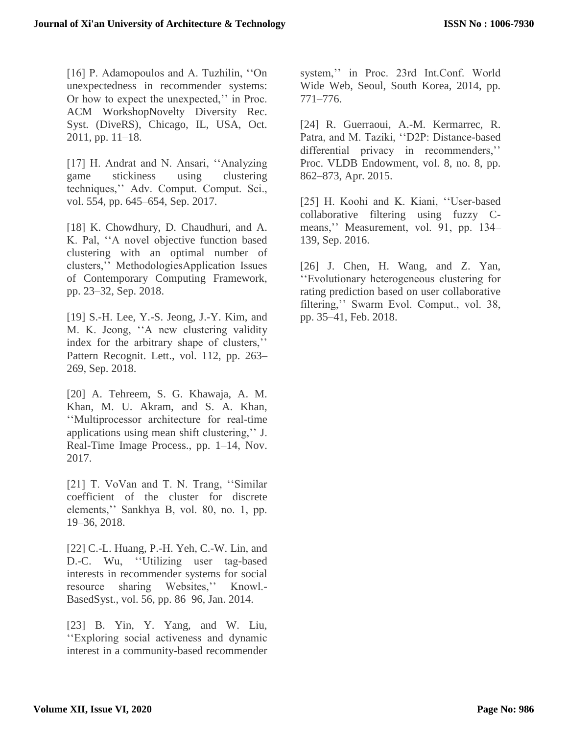[16] P. Adamopoulos and A. Tuzhilin, ''On unexpectedness in recommender systems: Or how to expect the unexpected,'' in Proc. ACM WorkshopNovelty Diversity Rec. Syst. (DiveRS), Chicago, IL, USA, Oct. 2011, pp. 11–18.

[17] H. Andrat and N. Ansari, ''Analyzing game stickiness using clustering techniques,'' Adv. Comput. Comput. Sci., vol. 554, pp. 645–654, Sep. 2017.

[18] K. Chowdhury, D. Chaudhuri, and A. K. Pal, ''A novel objective function based clustering with an optimal number of clusters,'' MethodologiesApplication Issues of Contemporary Computing Framework, pp. 23–32, Sep. 2018.

[19] S.-H. Lee, Y.-S. Jeong, J.-Y. Kim, and M. K. Jeong, ''A new clustering validity index for the arbitrary shape of clusters,'' Pattern Recognit. Lett., vol. 112, pp. 263–269, Sep. 2018.

[20] A. Tehreem, S. G. Khawaja, A. M. Khan, M. U. Akram, and S. A. Khan, ''Multiprocessor architecture for real-time applications using mean shift clustering,'' J. Real-Time Image Process., pp. 1–14, Nov. 2017.

[21] T. VoVan and T. N. Trang, ''Similar coefficient of the cluster for discrete elements,'' Sankhya B, vol. 80, no. 1, pp. 19–36, 2018.

[22] C.-L. Huang, P.-H. Yeh, C.-W. Lin, and D.-C. Wu, ''Utilizing user tag-based interests in recommender systems for social resource sharing Websites,'' Knowl.-BasedSyst., vol. 56, pp. 86–96, Jan. 2014.

[23] B. Yin, Y. Yang, and W. Liu, ''Exploring social activeness and dynamic interest in a community-based recommender system,'' in Proc. 23rd Int.Conf. World Wide Web, Seoul, South Korea, 2014, pp. 771–776.

[24] R. Guerraoui, A.-M. Kermarrec, R. Patra, and M. Taziki, ''D2P: Distance-based differential privacy in recommenders,'' Proc. VLDB Endowment, vol. 8, no. 8, pp. 862–873, Apr. 2015.

[25] H. Koohi and K. Kiani, ''User-based collaborative filtering using fuzzy C-means,'' Measurement, vol. 91, pp. 134–139, Sep. 2016.

[26] J. Chen, H. Wang, and Z. Yan, ''Evolutionary heterogeneous clustering for rating prediction based on user collaborative filtering,'' Swarm Evol. Comput., vol. 38, pp. 35–41, Feb. 2018.